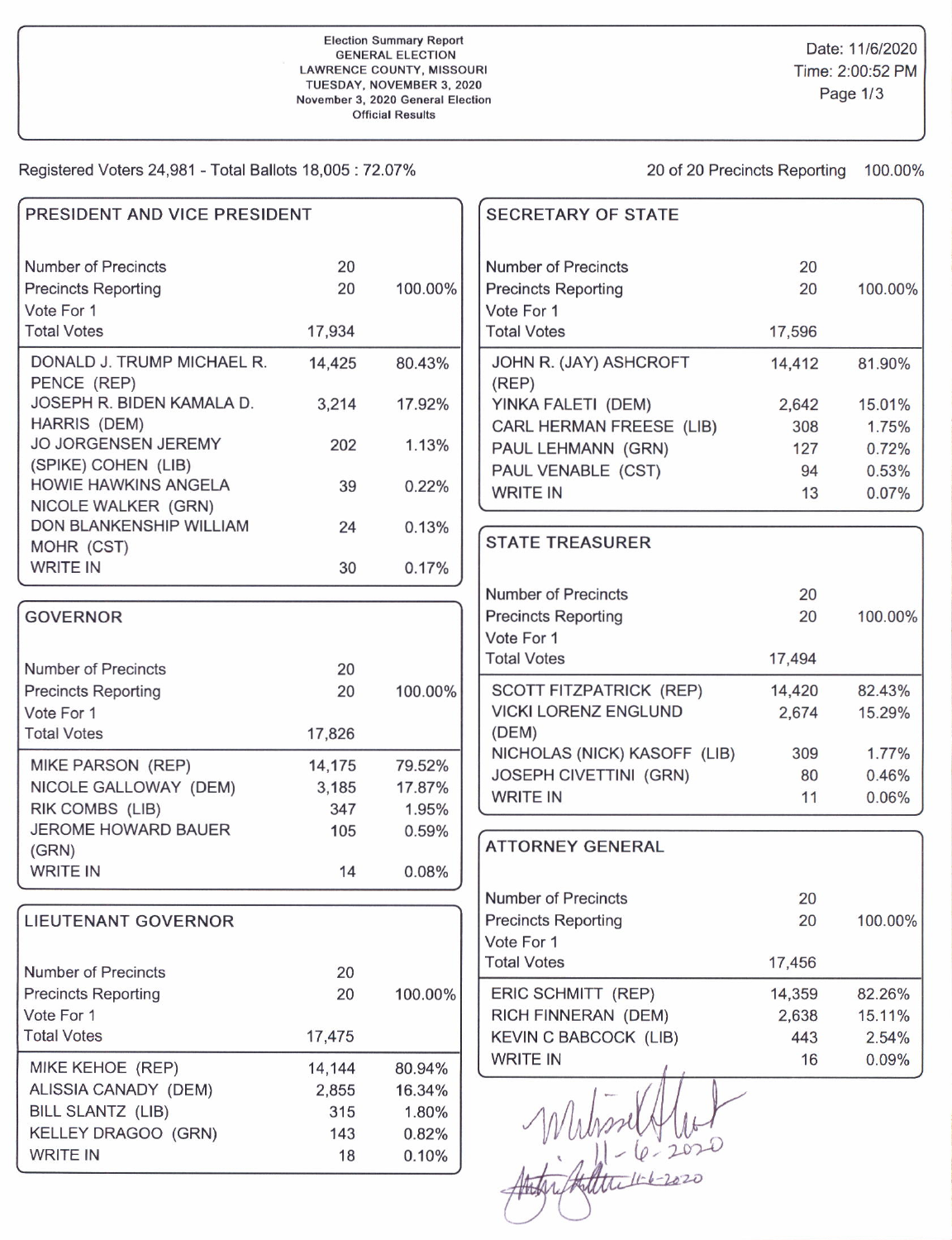Election Summary Report
GENERAL ELECTION
LAWRENCE COUNTY, MISSOURI
TUESDAY, NOVEMBER 3, 2020
November 3, 2020 General Election
Official Results

Date: 11/6/2020
Time: 2:00:52 PM

Registered Voters 24,981 - Total Ballots 18,005 : 72.07%

20 of 20 Precincts Reporting 100.00%

## PRESIDENT AND VICE PRESIDENT

| | | |
|---|---|---|
| Number of Precincts | 20 | |
| Precincts Reporting | 20 | 100.00% |
| Vote For 1 | | |
| Total Votes | 17,934 | |
| DONALD J. TRUMP MICHAEL R. PENCE (REP) | 14,425 | 80.43% |
| JOSEPH R. BIDEN KAMALA D. HARRIS (DEM) | 3,214 | 17.92% |
| JO JORGENSEN JEREMY (SPIKE) COHEN (LIB) | 202 | 1.13% |
| HOWIE HAWKINS ANGELA NICOLE WALKER (GRN) | 39 | 0.22% |
| DON BLANKENSHIP WILLIAM MOHR (CST) | 24 | 0.13% |
| WRITE IN | 30 | 0.17% |

## GOVERNOR

| | | |
|---|---|---|
| Number of Precincts | 20 | |
| Precincts Reporting | 20 | 100.00% |
| Vote For 1 | | |
| Total Votes | 17,826 | |
| MIKE PARSON (REP) | 14,175 | 79.52% |
| NICOLE GALLOWAY (DEM) | 3,185 | 17.87% |
| RIK COMBS (LIB) | 347 | 1.95% |
| JEROME HOWARD BAUER (GRN) | 105 | 0.59% |
| WRITE IN | 14 | 0.08% |

## LIEUTENANT GOVERNOR

| | | |
|---|---|---|
| Number of Precincts | 20 | |
| Precincts Reporting | 20 | 100.00% |
| Vote For 1 | | |
| Total Votes | 17,475 | |
| MIKE KEHOE (REP) | 14,144 | 80.94% |
| ALISSIA CANADY (DEM) | 2,855 | 16.34% |
| BILL SLANTZ (LIB) | 315 | 1.80% |
| KELLEY DRAGOO (GRN) | 143 | 0.82% |
| WRITE IN | 18 | 0.10% |

## SECRETARY OF STATE

| | | |
|---|---|---|
| Number of Precincts | 20 | |
| Precincts Reporting | 20 | 100.00% |
| Vote For 1 | | |
| Total Votes | 17,596 | |
| JOHN R. (JAY) ASHCROFT (REP) | 14,412 | 81.90% |
| YINKA FALETI (DEM) | 2,642 | 15.01% |
| CARL HERMAN FREESE (LIB) | 308 | 1.75% |
| PAUL LEHMANN (GRN) | 127 | 0.72% |
| PAUL VENABLE (CST) | 94 | 0.53% |
| WRITE IN | 13 | 0.07% |

## STATE TREASURER

| | | |
|---|---|---|
| Number of Precincts | 20 | |
| Precincts Reporting | 20 | 100.00% |
| Vote For 1 | | |
| Total Votes | 17,494 | |
| SCOTT FITZPATRICK (REP) | 14,420 | 82.43% |
| VICKI LORENZ ENGLUND (DEM) | 2,674 | 15.29% |
| NICHOLAS (NICK) KASOFF (LIB) | 309 | 1.77% |
| JOSEPH CIVETTINI (GRN) | 80 | 0.46% |
| WRITE IN | 11 | 0.06% |

## ATTORNEY GENERAL

| | | |
|---|---|---|
| Number of Precincts | 20 | |
| Precincts Reporting | 20 | 100.00% |
| Vote For 1 | | |
| Total Votes | 17,456 | |
| ERIC SCHMITT (REP) | 14,359 | 82.26% |
| RICH FINNERAN (DEM) | 2,638 | 15.11% |
| KEVIN C BABCOCK (LIB) | 443 | 2.54% |
| WRITE IN | 16 | 0.09% |

11-6-2020
11-6-2020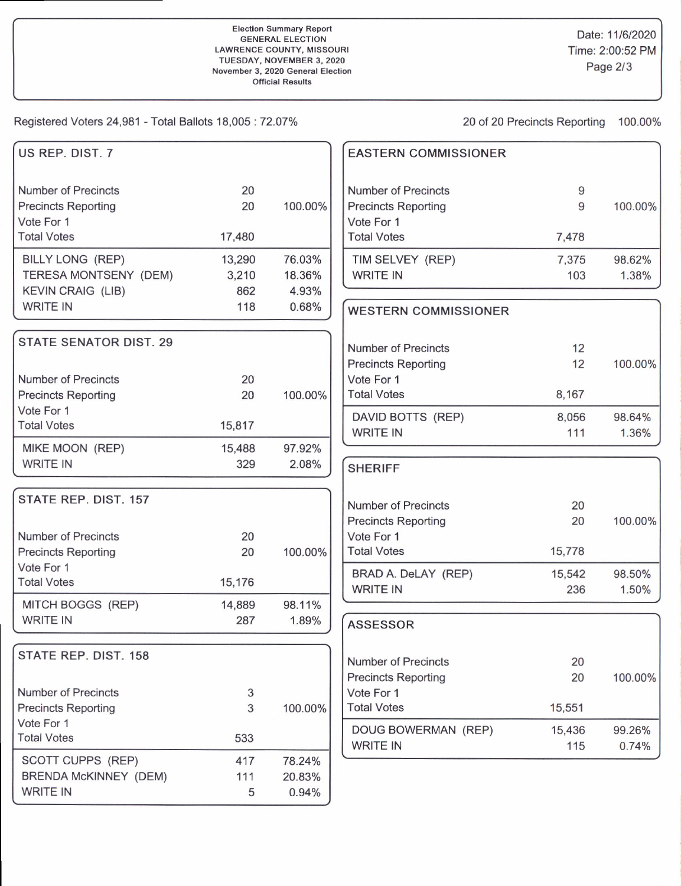Election Summary Report
GENERAL ELECTION
LAWRENCE COUNTY, MISSOURI
TUESDAY, NOVEMBER 3, 2020
November 3, 2020 General Election
Official Results

Date: 11/6/2020
Time: 2:00:52 PM

Registered Voters 24,981 - Total Ballots 18,005 : 72.07%

20 of 20 Precincts Reporting 100.00%

## US REP. DIST. 7

| | | |
|---|---|---|
| Number of Precincts | 20 | |
| Precincts Reporting | 20 | 100.00% |
| Vote For 1 | | |
| Total Votes | 17,480 | |
| BILLY LONG (REP) | 13,290 | 76.03% |
| TERESA MONTSENY (DEM) | 3,210 | 18.36% |
| KEVIN CRAIG (LIB) | 862 | 4.93% |
| WRITE IN | 118 | 0.68% |

## STATE SENATOR DIST. 29

| | | |
|---|---|---|
| Number of Precincts | 20 | |
| Precincts Reporting | 20 | 100.00% |
| Vote For 1 | | |
| Total Votes | 15,817 | |
| MIKE MOON (REP) | 15,488 | 97.92% |
| WRITE IN | 329 | 2.08% |

## STATE REP. DIST. 157

| | | |
|---|---|---|
| Number of Precincts | 20 | |
| Precincts Reporting | 20 | 100.00% |
| Vote For 1 | | |
| Total Votes | 15,176 | |
| MITCH BOGGS (REP) | 14,889 | 98.11% |
| WRITE IN | 287 | 1.89% |

## STATE REP. DIST. 158

| | | |
|---|---|---|
| Number of Precincts | 3 | |
| Precincts Reporting | 3 | 100.00% |
| Vote For 1 | | |
| Total Votes | 533 | |
| SCOTT CUPPS (REP) | 417 | 78.24% |
| BRENDA McKINNEY (DEM) | 111 | 20.83% |
| WRITE IN | 5 | 0.94% |

## EASTERN COMMISSIONER

| | | |
|---|---|---|
| Number of Precincts | 9 | |
| Precincts Reporting | 9 | 100.00% |
| Vote For 1 | | |
| Total Votes | 7,478 | |
| TIM SELVEY (REP) | 7,375 | 98.62% |
| WRITE IN | 103 | 1.38% |

## WESTERN COMMISSIONER

| | | |
|---|---|---|
| Number of Precincts | 12 | |
| Precincts Reporting | 12 | 100.00% |
| Vote For 1 | | |
| Total Votes | 8,167 | |
| DAVID BOTTS (REP) | 8,056 | 98.64% |
| WRITE IN | 111 | 1.36% |

## SHERIFF

| | | |
|---|---|---|
| Number of Precincts | 20 | |
| Precincts Reporting | 20 | 100.00% |
| Vote For 1 | | |
| Total Votes | 15,778 | |
| BRAD A. DeLAY (REP) | 15,542 | 98.50% |
| WRITE IN | 236 | 1.50% |

## ASSESSOR

| | | |
|---|---|---|
| Number of Precincts | 20 | |
| Precincts Reporting | 20 | 100.00% |
| Vote For 1 | | |
| Total Votes | 15,551 | |
| DOUG BOWERMAN (REP) | 15,436 | 99.26% |
| WRITE IN | 115 | 0.74% |